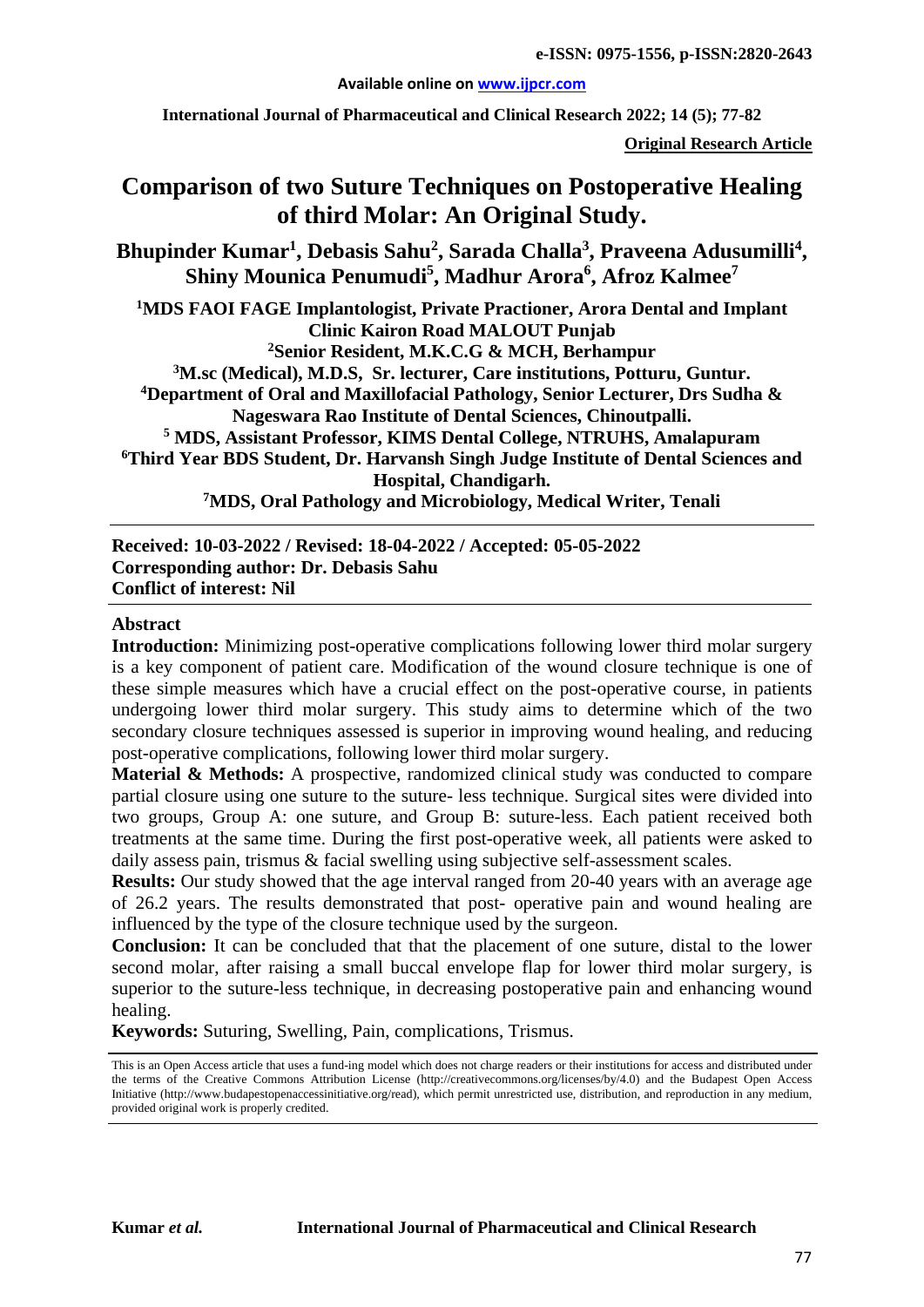**Original Research Article**

# Comparison of two Suture Techniques on Postoperative Healing of third Molar: An Original Study.

**Bhupinder Kumar[1], Debasis Sahu[2], Sarada Challa[3], Praveena Adusumilli[4], Shiny Mounica Penumudi[5], Madhur Arora[6], Afroz Kalmee[7]**

**[1]MDS FAOI FAGE Implantologist, Private Practioner, Arora Dental and Implant Clinic Kairon Road MALOUT Punjab**
**[2]Senior Resident, M.K.C.G & MCH, Berhampur**
**[3]M.sc (Medical), M.D.S, Sr. lecturer, Care institutions, Potturu, Guntur.**
**[4]Department of Oral and Maxillofacial Pathology, Senior Lecturer, Drs Sudha & Nageswara Rao Institute of Dental Sciences, Chinoutpalli.**
**[5] MDS, Assistant Professor, KIMS Dental College, NTRUHS, Amalapuram**
**[6]Third Year BDS Student, Dr. Harvansh Singh Judge Institute of Dental Sciences and Hospital, Chandigarh.**
**[7]MDS, Oral Pathology and Microbiology, Medical Writer, Tenali**

---

**Received: 10-03-2022 / Revised: 18-04-2022 / Accepted: 05-05-2022**
**Corresponding author: Dr. Debasis Sahu**
**Conflict of interest: Nil**

---

## Abstract

**Introduction:** Minimizing post-operative complications following lower third molar surgery is a key component of patient care. Modification of the wound closure technique is one of these simple measures which have a crucial effect on the post-operative course, in patients undergoing lower third molar surgery. This study aims to determine which of the two secondary closure techniques assessed is superior in improving wound healing, and reducing post-operative complications, following lower third molar surgery.

**Material & Methods:** A prospective, randomized clinical study was conducted to compare partial closure using one suture to the suture- less technique. Surgical sites were divided into two groups, Group A: one suture, and Group B: suture-less. Each patient received both treatments at the same time. During the first post-operative week, all patients were asked to daily assess pain, trismus & facial swelling using subjective self-assessment scales.

**Results:** Our study showed that the age interval ranged from 20-40 years with an average age of 26.2 years. The results demonstrated that post- operative pain and wound healing are influenced by the type of the closure technique used by the surgeon.

**Conclusion:** It can be concluded that that the placement of one suture, distal to the lower second molar, after raising a small buccal envelope flap for lower third molar surgery, is superior to the suture-less technique, in decreasing postoperative pain and enhancing wound healing.

**Keywords:** Suturing, Swelling, Pain, complications, Trismus.

---

This is an Open Access article that uses a fund-ing model which does not charge readers or their institutions for access and distributed under the terms of the Creative Commons Attribution License (http://creativecommons.org/licenses/by/4.0) and the Budapest Open Access Initiative (http://www.budapestopenaccessinitiative.org/read), which permit unrestricted use, distribution, and reproduction in any medium, provided original work is properly credited.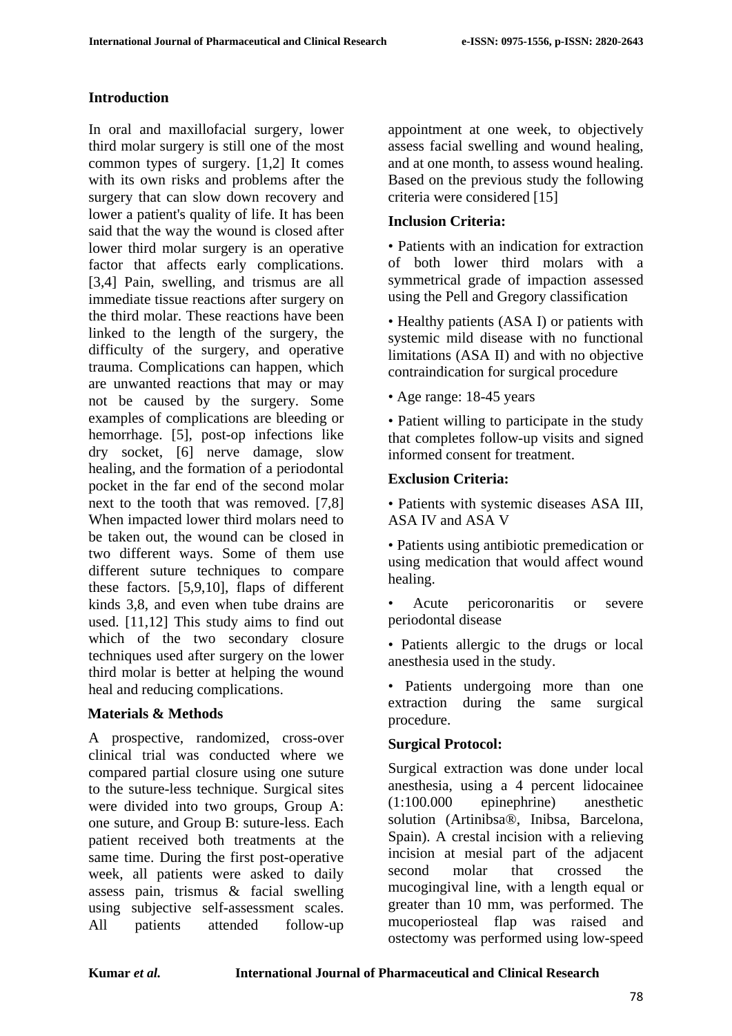## Introduction

In oral and maxillofacial surgery, lower third molar surgery is still one of the most common types of surgery. [1,2] It comes with its own risks and problems after the surgery that can slow down recovery and lower a patient's quality of life. It has been said that the way the wound is closed after lower third molar surgery is an operative factor that affects early complications. [3,4] Pain, swelling, and trismus are all immediate tissue reactions after surgery on the third molar. These reactions have been linked to the length of the surgery, the difficulty of the surgery, and operative trauma. Complications can happen, which are unwanted reactions that may or may not be caused by the surgery. Some examples of complications are bleeding or hemorrhage. [5], post-op infections like dry socket, [6] nerve damage, slow healing, and the formation of a periodontal pocket in the far end of the second molar next to the tooth that was removed. [7,8] When impacted lower third molars need to be taken out, the wound can be closed in two different ways. Some of them use different suture techniques to compare these factors. [5,9,10], flaps of different kinds 3,8, and even when tube drains are used. [11,12] This study aims to find out which of the two secondary closure techniques used after surgery on the lower third molar is better at helping the wound heal and reducing complications.

## Materials & Methods

A prospective, randomized, cross-over clinical trial was conducted where we compared partial closure using one suture to the suture-less technique. Surgical sites were divided into two groups, Group A: one suture, and Group B: suture-less. Each patient received both treatments at the same time. During the first post-operative week, all patients were asked to daily assess pain, trismus & facial swelling using subjective self-assessment scales. All patients attended follow-up appointment at one week, to objectively assess facial swelling and wound healing, and at one month, to assess wound healing. Based on the previous study the following criteria were considered [15]

### Inclusion Criteria:

- Patients with an indication for extraction of both lower third molars with a symmetrical grade of impaction assessed using the Pell and Gregory classification
- Healthy patients (ASA I) or patients with systemic mild disease with no functional limitations (ASA II) and with no objective contraindication for surgical procedure
- Age range: 18-45 years
- Patient willing to participate in the study that completes follow-up visits and signed informed consent for treatment.

### Exclusion Criteria:

- Patients with systemic diseases ASA III, ASA IV and ASA V
- Patients using antibiotic premedication or using medication that would affect wound healing.
- Acute pericoronaritis or severe periodontal disease
- Patients allergic to the drugs or local anesthesia used in the study.
- Patients undergoing more than one extraction during the same surgical procedure.

### Surgical Protocol:

Surgical extraction was done under local anesthesia, using a 4 percent lidocainee (1:100.000 epinephrine) anesthetic solution (Artinibsa®, Inibsa, Barcelona, Spain). A crestal incision with a relieving incision at mesial part of the adjacent second molar that crossed the mucogingival line, with a length equal or greater than 10 mm, was performed. The mucoperiosteal flap was raised and ostectomy was performed using low-speed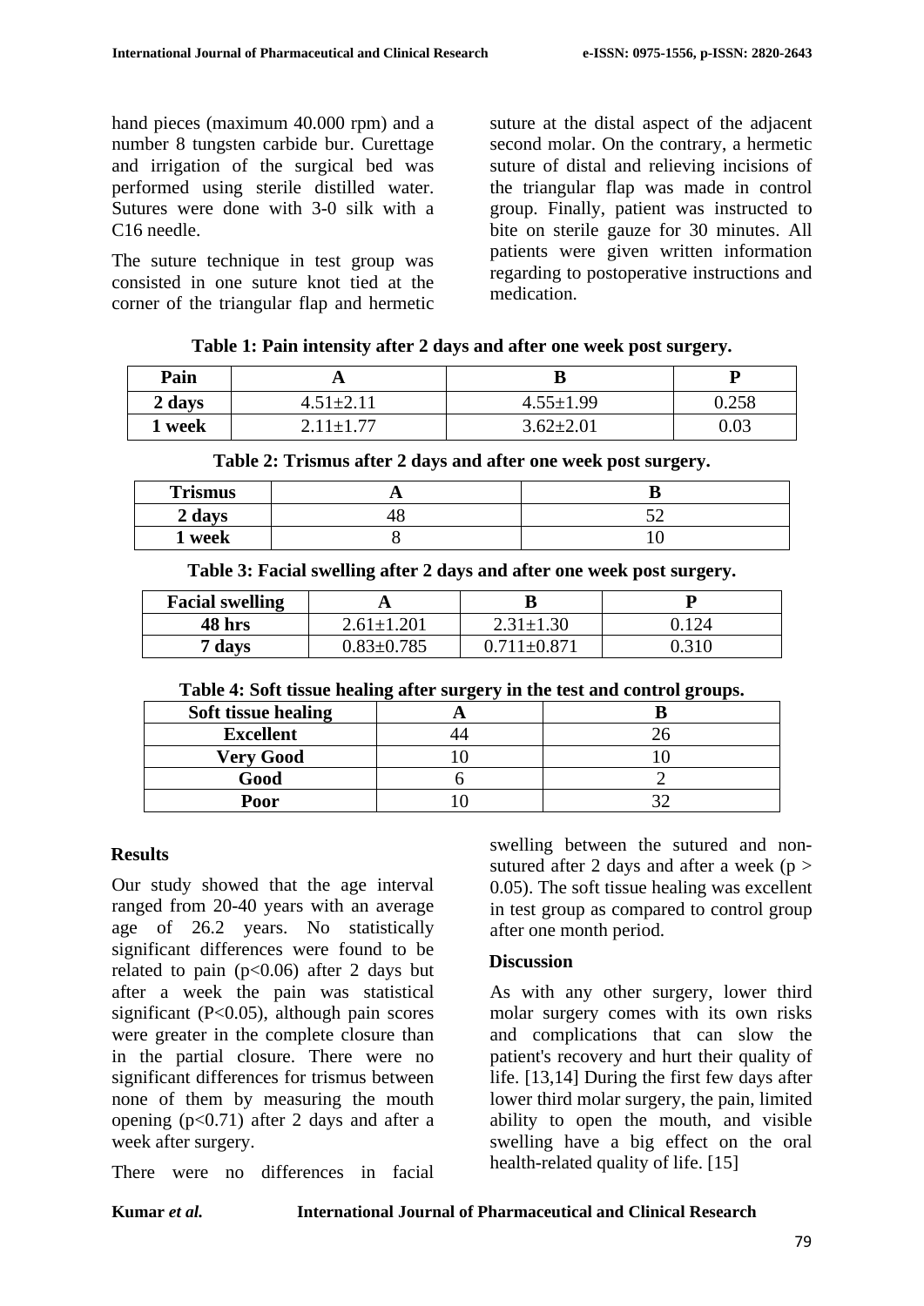hand pieces (maximum 40.000 rpm) and a number 8 tungsten carbide bur. Curettage and irrigation of the surgical bed was performed using sterile distilled water. Sutures were done with 3-0 silk with a C16 needle.

The suture technique in test group was consisted in one suture knot tied at the corner of the triangular flap and hermetic suture at the distal aspect of the adjacent second molar. On the contrary, a hermetic suture of distal and relieving incisions of the triangular flap was made in control group. Finally, patient was instructed to bite on sterile gauze for 30 minutes. All patients were given written information regarding to postoperative instructions and medication.

**Table 1: Pain intensity after 2 days and after one week post surgery.**

| Pain | A | B | P |
|---|---|---|---|
| 2 days | 4.51±2.11 | 4.55±1.99 | 0.258 |
| 1 week | 2.11±1.77 | 3.62±2.01 | 0.03 |

**Table 2: Trismus after 2 days and after one week post surgery.**

| Trismus | A | B |
|---|---|---|
| 2 days | 48 | 52 |
| 1 week | 8 | 10 |

**Table 3: Facial swelling after 2 days and after one week post surgery.**

| Facial swelling | A | B | P |
|---|---|---|---|
| 48 hrs | 2.61±1.201 | 2.31±1.30 | 0.124 |
| 7 days | 0.83±0.785 | 0.711±0.871 | 0.310 |

**Table 4: Soft tissue healing after surgery in the test and control groups.**

| Soft tissue healing | A | B |
|---|---|---|
| Excellent | 44 | 26 |
| Very Good | 10 | 10 |
| Good | 6 | 2 |
| Poor | 10 | 32 |

## Results

Our study showed that the age interval ranged from 20-40 years with an average age of 26.2 years. No statistically significant differences were found to be related to pain ($p<0.06$) after 2 days but after a week the pain was statistical significant ($P<0.05$), although pain scores were greater in the complete closure than in the partial closure. There were no significant differences for trismus between none of them by measuring the mouth opening ($p<0.71$) after 2 days and after a week after surgery.

There were no differences in facial swelling between the sutured and non-sutured after 2 days and after a week ($p > 0.05$). The soft tissue healing was excellent in test group as compared to control group after one month period.

## Discussion

As with any other surgery, lower third molar surgery comes with its own risks and complications that can slow the patient's recovery and hurt their quality of life. [13,14] During the first few days after lower third molar surgery, the pain, limited ability to open the mouth, and visible swelling have a big effect on the oral health-related quality of life. [15]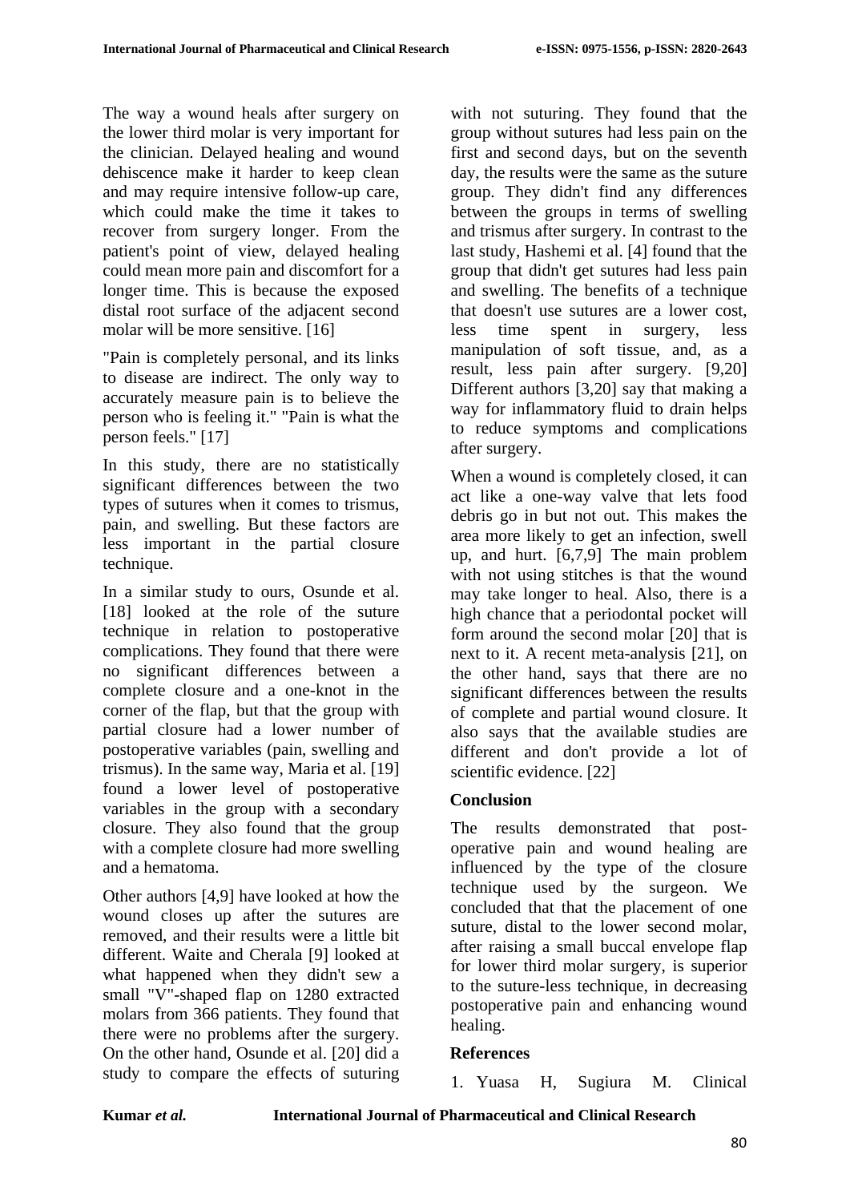The way a wound heals after surgery on the lower third molar is very important for the clinician. Delayed healing and wound dehiscence make it harder to keep clean and may require intensive follow-up care, which could make the time it takes to recover from surgery longer. From the patient's point of view, delayed healing could mean more pain and discomfort for a longer time. This is because the exposed distal root surface of the adjacent second molar will be more sensitive. [16]

"Pain is completely personal, and its links to disease are indirect. The only way to accurately measure pain is to believe the person who is feeling it." "Pain is what the person feels." [17]

In this study, there are no statistically significant differences between the two types of sutures when it comes to trismus, pain, and swelling. But these factors are less important in the partial closure technique.

In a similar study to ours, Osunde et al. [18] looked at the role of the suture technique in relation to postoperative complications. They found that there were no significant differences between a complete closure and a one-knot in the corner of the flap, but that the group with partial closure had a lower number of postoperative variables (pain, swelling and trismus). In the same way, Maria et al. [19] found a lower level of postoperative variables in the group with a secondary closure. They also found that the group with a complete closure had more swelling and a hematoma.

Other authors [4,9] have looked at how the wound closes up after the sutures are removed, and their results were a little bit different. Waite and Cherala [9] looked at what happened when they didn't sew a small "V"-shaped flap on 1280 extracted molars from 366 patients. They found that there were no problems after the surgery. On the other hand, Osunde et al. [20] did a study to compare the effects of suturing with not suturing. They found that the group without sutures had less pain on the first and second days, but on the seventh day, the results were the same as the suture group. They didn't find any differences between the groups in terms of swelling and trismus after surgery. In contrast to the last study, Hashemi et al. [4] found that the group that didn't get sutures had less pain and swelling. The benefits of a technique that doesn't use sutures are a lower cost, less time spent in surgery, less manipulation of soft tissue, and, as a result, less pain after surgery. [9,20] Different authors [3,20] say that making a way for inflammatory fluid to drain helps to reduce symptoms and complications after surgery.

When a wound is completely closed, it can act like a one-way valve that lets food debris go in but not out. This makes the area more likely to get an infection, swell up, and hurt. [6,7,9] The main problem with not using stitches is that the wound may take longer to heal. Also, there is a high chance that a periodontal pocket will form around the second molar [20] that is next to it. A recent meta-analysis [21], on the other hand, says that there are no significant differences between the results of complete and partial wound closure. It also says that the available studies are different and don't provide a lot of scientific evidence. [22]

## Conclusion

The results demonstrated that post-operative pain and wound healing are influenced by the type of the closure technique used by the surgeon. We concluded that that the placement of one suture, distal to the lower second molar, after raising a small buccal envelope flap for lower third molar surgery, is superior to the suture-less technique, in decreasing postoperative pain and enhancing wound healing.

## References

1. Yuasa H, Sugiura M. Clinical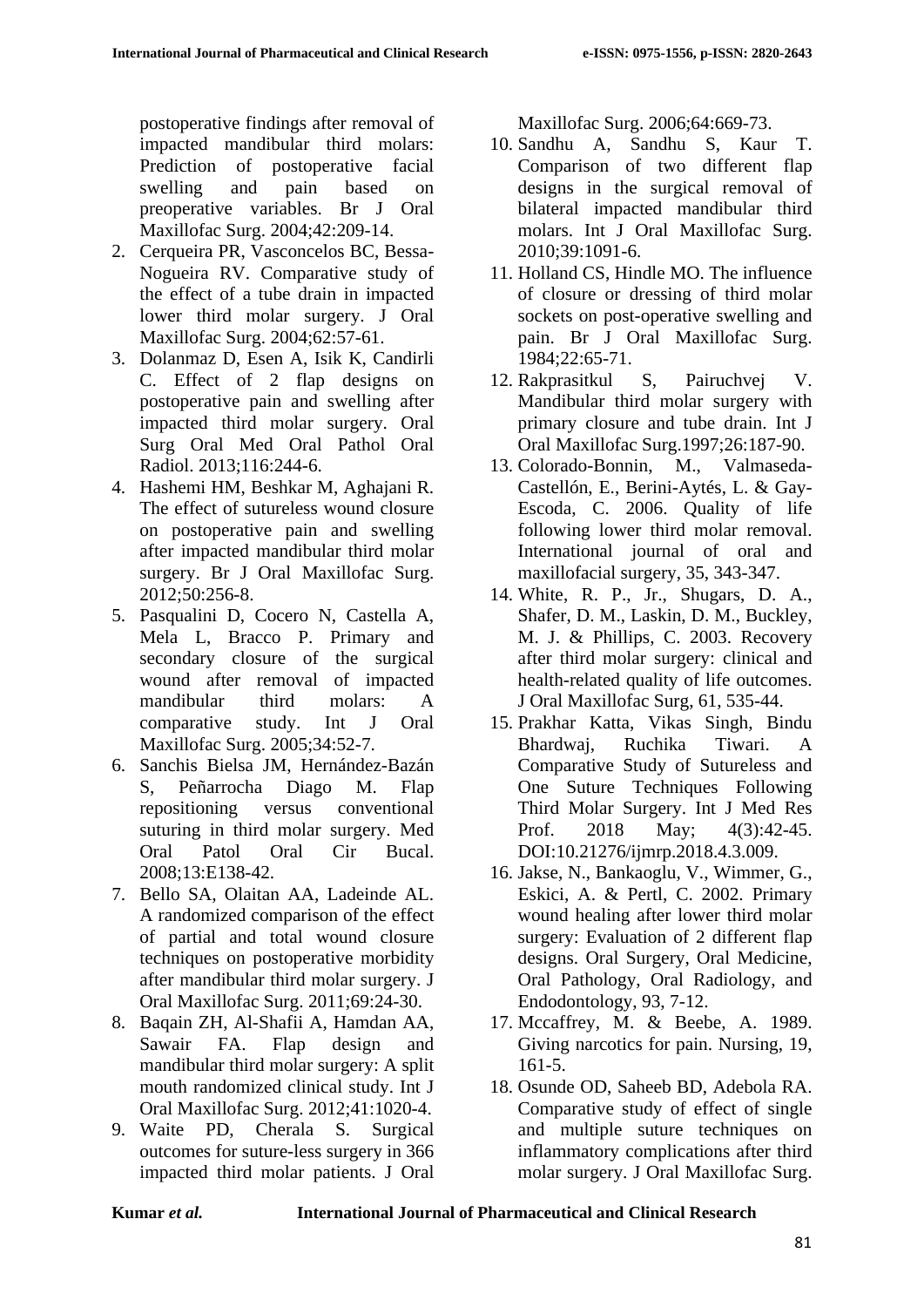postoperative findings after removal of impacted mandibular third molars: Prediction of postoperative facial swelling and pain based on preoperative variables. Br J Oral Maxillofac Surg. 2004;42:209-14.

2. Cerqueira PR, Vasconcelos BC, Bessa-Nogueira RV. Comparative study of the effect of a tube drain in impacted lower third molar surgery. J Oral Maxillofac Surg. 2004;62:57-61.
3. Dolanmaz D, Esen A, Isik K, Candirli C. Effect of 2 flap designs on postoperative pain and swelling after impacted third molar surgery. Oral Surg Oral Med Oral Pathol Oral Radiol. 2013;116:244-6.
4. Hashemi HM, Beshkar M, Aghajani R. The effect of sutureless wound closure on postoperative pain and swelling after impacted mandibular third molar surgery. Br J Oral Maxillofac Surg. 2012;50:256-8.
5. Pasqualini D, Cocero N, Castella A, Mela L, Bracco P. Primary and secondary closure of the surgical wound after removal of impacted mandibular third molars: A comparative study. Int J Oral Maxillofac Surg. 2005;34:52-7.
6. Sanchis Bielsa JM, Hernández-Bazán S, Peñarrocha Diago M. Flap repositioning versus conventional suturing in third molar surgery. Med Oral Patol Oral Cir Bucal. 2008;13:E138-42.
7. Bello SA, Olaitan AA, Ladeinde AL. A randomized comparison of the effect of partial and total wound closure techniques on postoperative morbidity after mandibular third molar surgery. J Oral Maxillofac Surg. 2011;69:24-30.
8. Baqain ZH, Al-Shafii A, Hamdan AA, Sawair FA. Flap design and mandibular third molar surgery: A split mouth randomized clinical study. Int J Oral Maxillofac Surg. 2012;41:1020-4.
9. Waite PD, Cherala S. Surgical outcomes for suture-less surgery in 366 impacted third molar patients. J Oral Maxillofac Surg. 2006;64:669-73.
10. Sandhu A, Sandhu S, Kaur T. Comparison of two different flap designs in the surgical removal of bilateral impacted mandibular third molars. Int J Oral Maxillofac Surg. 2010;39:1091-6.
11. Holland CS, Hindle MO. The influence of closure or dressing of third molar sockets on post-operative swelling and pain. Br J Oral Maxillofac Surg. 1984;22:65-71.
12. Rakprasitkul S, Pairuchvej V. Mandibular third molar surgery with primary closure and tube drain. Int J Oral Maxillofac Surg.1997;26:187-90.
13. Colorado-Bonnin, M., Valmaseda-Castellón, E., Berini-Aytés, L. & Gay-Escoda, C. 2006. Quality of life following lower third molar removal. International journal of oral and maxillofacial surgery, 35, 343-347.
14. White, R. P., Jr., Shugars, D. A., Shafer, D. M., Laskin, D. M., Buckley, M. J. & Phillips, C. 2003. Recovery after third molar surgery: clinical and health-related quality of life outcomes. J Oral Maxillofac Surg, 61, 535-44.
15. Prakhar Katta, Vikas Singh, Bindu Bhardwaj, Ruchika Tiwari. A Comparative Study of Sutureless and One Suture Techniques Following Third Molar Surgery. Int J Med Res Prof. 2018 May; 4(3):42-45. DOI:10.21276/ijmrp.2018.4.3.009.
16. Jakse, N., Bankaoglu, V., Wimmer, G., Eskici, A. & Pertl, C. 2002. Primary wound healing after lower third molar surgery: Evaluation of 2 different flap designs. Oral Surgery, Oral Medicine, Oral Pathology, Oral Radiology, and Endodontology, 93, 7-12.
17. Mccaffrey, M. & Beebe, A. 1989. Giving narcotics for pain. Nursing, 19, 161-5.
18. Osunde OD, Saheeb BD, Adebola RA. Comparative study of effect of single and multiple suture techniques on inflammatory complications after third molar surgery. J Oral Maxillofac Surg.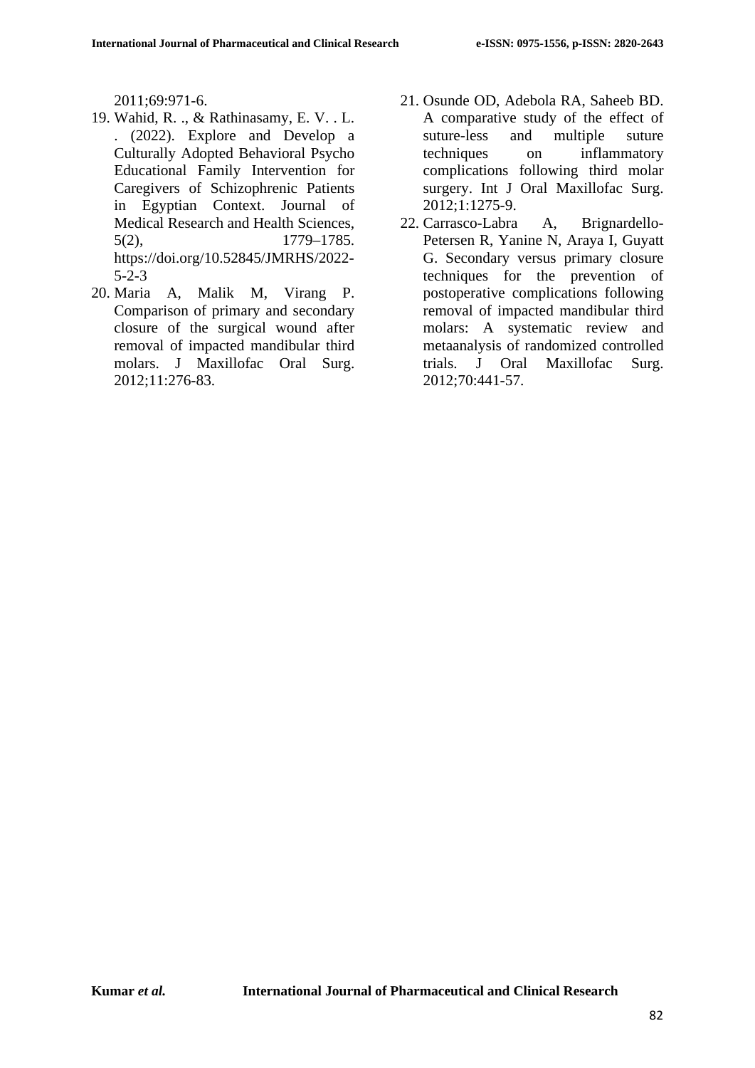2011;69:971-6.

19. Wahid, R. ., & Rathinasamy, E. V. . L. . (2022). Explore and Develop a Culturally Adopted Behavioral Psycho Educational Family Intervention for Caregivers of Schizophrenic Patients in Egyptian Context. Journal of Medical Research and Health Sciences, 5(2), 1779–1785. https://doi.org/10.52845/JMRHS/2022-5-2-3
20. Maria A, Malik M, Virang P. Comparison of primary and secondary closure of the surgical wound after removal of impacted mandibular third molars. J Maxillofac Oral Surg. 2012;11:276-83.
21. Osunde OD, Adebola RA, Saheeb BD. A comparative study of the effect of suture-less and multiple suture techniques on inflammatory complications following third molar surgery. Int J Oral Maxillofac Surg. 2012;1:1275-9.
22. Carrasco-Labra A, Brignardello-Petersen R, Yanine N, Araya I, Guyatt G. Secondary versus primary closure techniques for the prevention of postoperative complications following removal of impacted mandibular third molars: A systematic review and metaanalysis of randomized controlled trials. J Oral Maxillofac Surg. 2012;70:441-57.